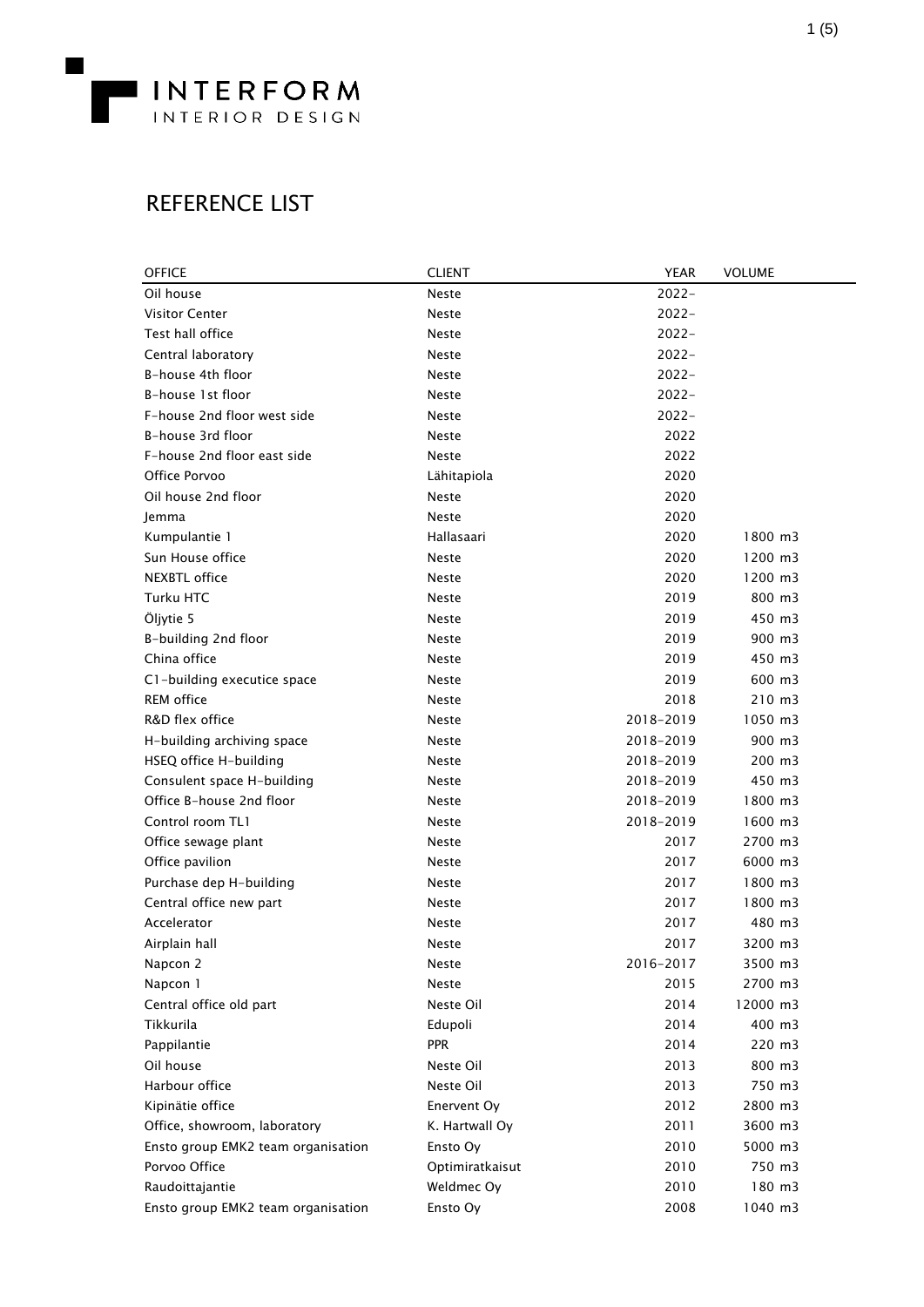INTERFORM
INTERIOR DESIGN

# REFERENCE LIST

| OFFICE | CLIENT | YEAR | VOLUME |
|---|---|---|---|
| Oil house | Neste | 2022- | |
| Visitor Center | Neste | 2022- | |
| Test hall office | Neste | 2022- | |
| Central laboratory | Neste | 2022- | |
| B-house 4th floor | Neste | 2022- | |
| B-house 1st floor | Neste | 2022- | |
| F-house 2nd floor west side | Neste | 2022- | |
| B-house 3rd floor | Neste | 2022 | |
| F-house 2nd floor east side | Neste | 2022 | |
| Office Porvoo | Lähitapiola | 2020 | |
| Oil house 2nd floor | Neste | 2020 | |
| Jemma | Neste | 2020 | |
| Kumpulantie 1 | Hallasaari | 2020 | 1800 m3 |
| Sun House office | Neste | 2020 | 1200 m3 |
| NEXBTL office | Neste | 2020 | 1200 m3 |
| Turku HTC | Neste | 2019 | 800 m3 |
| Öljytie 5 | Neste | 2019 | 450 m3 |
| B-building 2nd floor | Neste | 2019 | 900 m3 |
| China office | Neste | 2019 | 450 m3 |
| C1-building executice space | Neste | 2019 | 600 m3 |
| REM office | Neste | 2018 | 210 m3 |
| R&D flex office | Neste | 2018-2019 | 1050 m3 |
| H-building archiving space | Neste | 2018-2019 | 900 m3 |
| HSEQ office H-building | Neste | 2018-2019 | 200 m3 |
| Consulent space H-building | Neste | 2018-2019 | 450 m3 |
| Office B-house 2nd floor | Neste | 2018-2019 | 1800 m3 |
| Control room TL1 | Neste | 2018-2019 | 1600 m3 |
| Office sewage plant | Neste | 2017 | 2700 m3 |
| Office pavilion | Neste | 2017 | 6000 m3 |
| Purchase dep H-building | Neste | 2017 | 1800 m3 |
| Central office new part | Neste | 2017 | 1800 m3 |
| Accelerator | Neste | 2017 | 480 m3 |
| Airplain hall | Neste | 2017 | 3200 m3 |
| Napcon 2 | Neste | 2016-2017 | 3500 m3 |
| Napcon 1 | Neste | 2015 | 2700 m3 |
| Central office old part | Neste Oil | 2014 | 12000 m3 |
| Tikkurila | Edupoli | 2014 | 400 m3 |
| Pappilantie | PPR | 2014 | 220 m3 |
| Oil house | Neste Oil | 2013 | 800 m3 |
| Harbour office | Neste Oil | 2013 | 750 m3 |
| Kipinätie office | Enervent Oy | 2012 | 2800 m3 |
| Office, showroom, laboratory | K. Hartwall Oy | 2011 | 3600 m3 |
| Ensto group EMK2 team organisation | Ensto Oy | 2010 | 5000 m3 |
| Porvoo Office | Optimiratkaisut | 2010 | 750 m3 |
| Raudoittajantie | Weldmec Oy | 2010 | 180 m3 |
| Ensto group EMK2 team organisation | Ensto Oy | 2008 | 1040 m3 |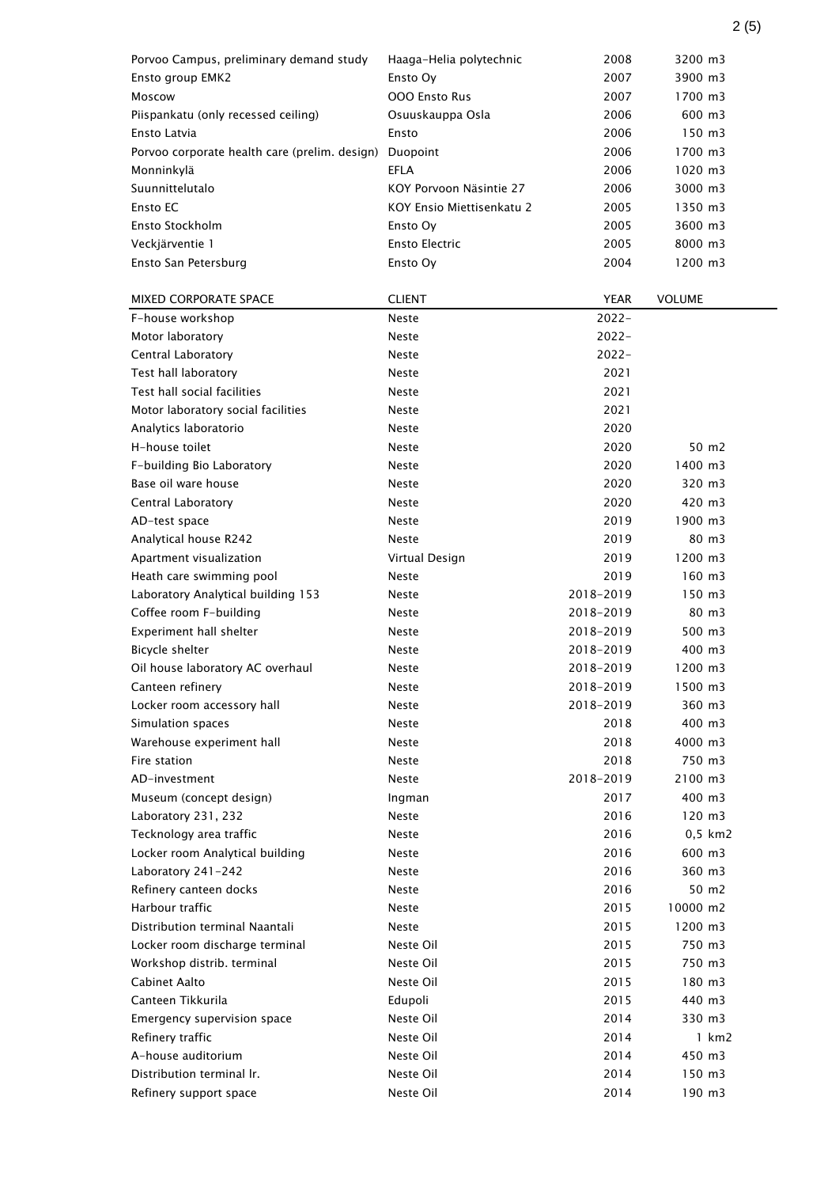| | | | |
|---|---|---|---|
| Porvoo Campus, preliminary demand study | Haaga-Helia polytechnic | 2008 | 3200 m3 |
| Ensto group EMK2 | Ensto Oy | 2007 | 3900 m3 |
| Moscow | OOO Ensto Rus | 2007 | 1700 m3 |
| Piispankatu (only recessed ceiling) | Osuuskauppa Osla | 2006 | 600 m3 |
| Ensto Latvia | Ensto | 2006 | 150 m3 |
| Porvoo corporate health care (prelim. design) | Duopoint | 2006 | 1700 m3 |
| Monninkylä | EFLA | 2006 | 1020 m3 |
| Suunnittelutalo | KOY Porvoon Näsintie 27 | 2006 | 3000 m3 |
| Ensto EC | KOY Ensio Miettisenkatu 2 | 2005 | 1350 m3 |
| Ensto Stockholm | Ensto Oy | 2005 | 3600 m3 |
| Veckjärventie 1 | Ensto Electric | 2005 | 8000 m3 |
| Ensto San Petersburg | Ensto Oy | 2004 | 1200 m3 |

| MIXED CORPORATE SPACE | CLIENT | YEAR | VOLUME |
|---|---|---|---|
| F-house workshop | Neste | 2022- | |
| Motor laboratory | Neste | 2022- | |
| Central Laboratory | Neste | 2022- | |
| Test hall laboratory | Neste | 2021 | |
| Test hall social facilities | Neste | 2021 | |
| Motor laboratory social facilities | Neste | 2021 | |
| Analytics laboratorio | Neste | 2020 | |
| H-house toilet | Neste | 2020 | 50 m2 |
| F-building Bio Laboratory | Neste | 2020 | 1400 m3 |
| Base oil ware house | Neste | 2020 | 320 m3 |
| Central Laboratory | Neste | 2020 | 420 m3 |
| AD-test space | Neste | 2019 | 1900 m3 |
| Analytical house R242 | Neste | 2019 | 80 m3 |
| Apartment visualization | Virtual Design | 2019 | 1200 m3 |
| Heath care swimming pool | Neste | 2019 | 160 m3 |
| Laboratory Analytical building 153 | Neste | 2018-2019 | 150 m3 |
| Coffee room F-building | Neste | 2018-2019 | 80 m3 |
| Experiment hall shelter | Neste | 2018-2019 | 500 m3 |
| Bicycle shelter | Neste | 2018-2019 | 400 m3 |
| Oil house laboratory AC overhaul | Neste | 2018-2019 | 1200 m3 |
| Canteen refinery | Neste | 2018-2019 | 1500 m3 |
| Locker room accessory hall | Neste | 2018-2019 | 360 m3 |
| Simulation spaces | Neste | 2018 | 400 m3 |
| Warehouse experiment hall | Neste | 2018 | 4000 m3 |
| Fire station | Neste | 2018 | 750 m3 |
| AD-investment | Neste | 2018-2019 | 2100 m3 |
| Museum (concept design) | Ingman | 2017 | 400 m3 |
| Laboratory 231, 232 | Neste | 2016 | 120 m3 |
| Tecknology area traffic | Neste | 2016 | 0,5 km2 |
| Locker room Analytical building | Neste | 2016 | 600 m3 |
| Laboratory 241-242 | Neste | 2016 | 360 m3 |
| Refinery canteen docks | Neste | 2016 | 50 m2 |
| Harbour traffic | Neste | 2015 | 10000 m2 |
| Distribution terminal Naantali | Neste | 2015 | 1200 m3 |
| Locker room discharge terminal | Neste Oil | 2015 | 750 m3 |
| Workshop distrib. terminal | Neste Oil | 2015 | 750 m3 |
| Cabinet Aalto | Neste Oil | 2015 | 180 m3 |
| Canteen Tikkurila | Edupoli | 2015 | 440 m3 |
| Emergency supervision space | Neste Oil | 2014 | 330 m3 |
| Refinery traffic | Neste Oil | 2014 | 1 km2 |
| A-house auditorium | Neste Oil | 2014 | 450 m3 |
| Distribution terminal Ir. | Neste Oil | 2014 | 150 m3 |
| Refinery support space | Neste Oil | 2014 | 190 m3 |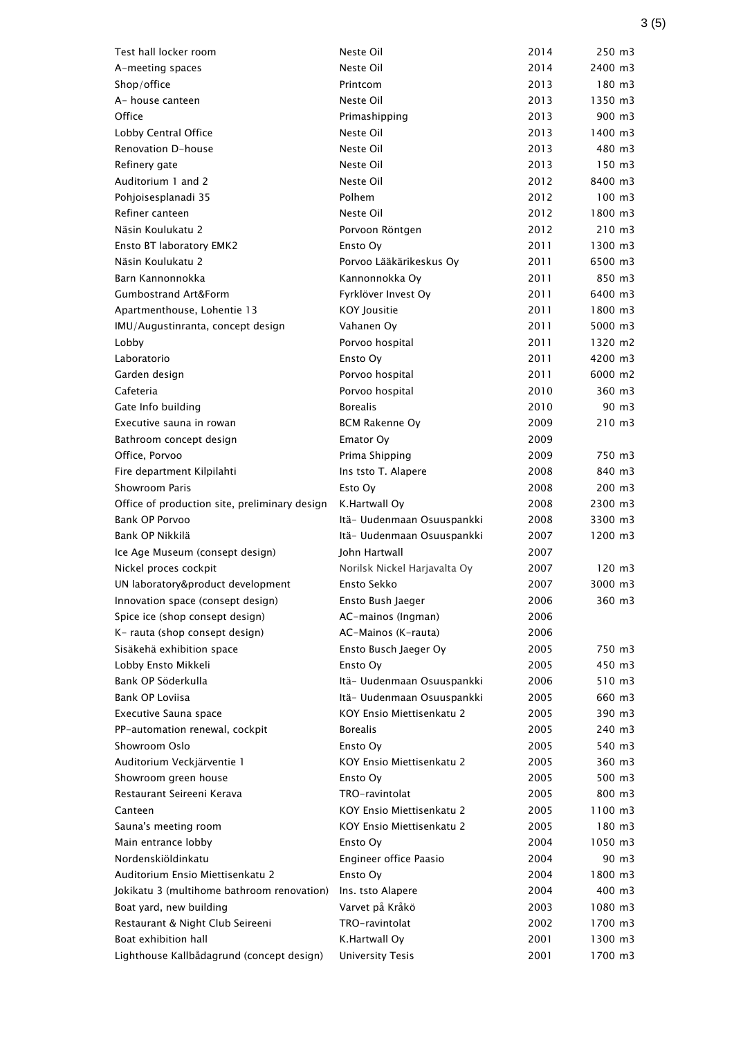| | | | |
|---|---|---|---|
| Test hall locker room | Neste Oil | 2014 | 250 m3 |
| A-meeting spaces | Neste Oil | 2014 | 2400 m3 |
| Shop/office | Printcom | 2013 | 180 m3 |
| A- house canteen | Neste Oil | 2013 | 1350 m3 |
| Office | Primashipping | 2013 | 900 m3 |
| Lobby Central Office | Neste Oil | 2013 | 1400 m3 |
| Renovation D-house | Neste Oil | 2013 | 480 m3 |
| Refinery gate | Neste Oil | 2013 | 150 m3 |
| Auditorium 1 and 2 | Neste Oil | 2012 | 8400 m3 |
| Pohjoisesplanadi 35 | Polhem | 2012 | 100 m3 |
| Refiner canteen | Neste Oil | 2012 | 1800 m3 |
| Näsin Koulukatu 2 | Porvoon Röntgen | 2012 | 210 m3 |
| Ensto BT laboratory EMK2 | Ensto Oy | 2011 | 1300 m3 |
| Näsin Koulukatu 2 | Porvoo Lääkärikeskus Oy | 2011 | 6500 m3 |
| Barn Kannonnokka | Kannonnokka Oy | 2011 | 850 m3 |
| Gumbostrand Art&Form | Fyrklöver Invest Oy | 2011 | 6400 m3 |
| Apartmenthouse, Lohentie 13 | KOY Jousitie | 2011 | 1800 m3 |
| IMU/Augustinranta, concept design | Vahanen Oy | 2011 | 5000 m3 |
| Lobby | Porvoo hospital | 2011 | 1320 m2 |
| Laboratorio | Ensto Oy | 2011 | 4200 m3 |
| Garden design | Porvoo hospital | 2011 | 6000 m2 |
| Cafeteria | Porvoo hospital | 2010 | 360 m3 |
| Gate Info building | Borealis | 2010 | 90 m3 |
| Executive sauna in rowan | BCM Rakenne Oy | 2009 | 210 m3 |
| Bathroom concept design | Emator Oy | 2009 | |
| Office, Porvoo | Prima Shipping | 2009 | 750 m3 |
| Fire department Kilpilahti | Ins tsto T. Alapere | 2008 | 840 m3 |
| Showroom Paris | Esto Oy | 2008 | 200 m3 |
| Office of production site, preliminary design | K.Hartwall Oy | 2008 | 2300 m3 |
| Bank OP Porvoo | Itä- Uudenmaan Osuuspankki | 2008 | 3300 m3 |
| Bank OP Nikkilä | Itä- Uudenmaan Osuuspankki | 2007 | 1200 m3 |
| Ice Age Museum (consept design) | John Hartwall | 2007 | |
| Nickel proces cockpit | Norilsk Nickel Harjavalta Oy | 2007 | 120 m3 |
| UN laboratory&product development | Ensto Sekko | 2007 | 3000 m3 |
| Innovation space (consept design) | Ensto Bush Jaeger | 2006 | 360 m3 |
| Spice ice (shop consept design) | AC-mainos (Ingman) | 2006 | |
| K- rauta (shop consept design) | AC-Mainos (K-rauta) | 2006 | |
| Sisäkehä exhibition space | Ensto Busch Jaeger Oy | 2005 | 750 m3 |
| Lobby Ensto Mikkeli | Ensto Oy | 2005 | 450 m3 |
| Bank OP Söderkulla | Itä- Uudenmaan Osuuspankki | 2006 | 510 m3 |
| Bank OP Loviisa | Itä- Uudenmaan Osuuspankki | 2005 | 660 m3 |
| Executive Sauna space | KOY Ensio Miettisenkatu 2 | 2005 | 390 m3 |
| PP-automation renewal, cockpit | Borealis | 2005 | 240 m3 |
| Showroom Oslo | Ensto Oy | 2005 | 540 m3 |
| Auditorium Veckjärventie 1 | KOY Ensio Miettisenkatu 2 | 2005 | 360 m3 |
| Showroom green house | Ensto Oy | 2005 | 500 m3 |
| Restaurant Seireeni Kerava | TRO-ravintolat | 2005 | 800 m3 |
| Canteen | KOY Ensio Miettisenkatu 2 | 2005 | 1100 m3 |
| Sauna's meeting room | KOY Ensio Miettisenkatu 2 | 2005 | 180 m3 |
| Main entrance lobby | Ensto Oy | 2004 | 1050 m3 |
| Nordenskiöldinkatu | Engineer office Paasio | 2004 | 90 m3 |
| Auditorium Ensio Miettisenkatu 2 | Ensto Oy | 2004 | 1800 m3 |
| Jokikatu 3 (multihome bathroom renovation) | Ins. tsto Alapere | 2004 | 400 m3 |
| Boat yard, new building | Varvet på Kråkö | 2003 | 1080 m3 |
| Restaurant & Night Club Seireeni | TRO-ravintolat | 2002 | 1700 m3 |
| Boat exhibition hall | K.Hartwall Oy | 2001 | 1300 m3 |
| Lighthouse Kallbådagrund (concept design) | University Tesis | 2001 | 1700 m3 |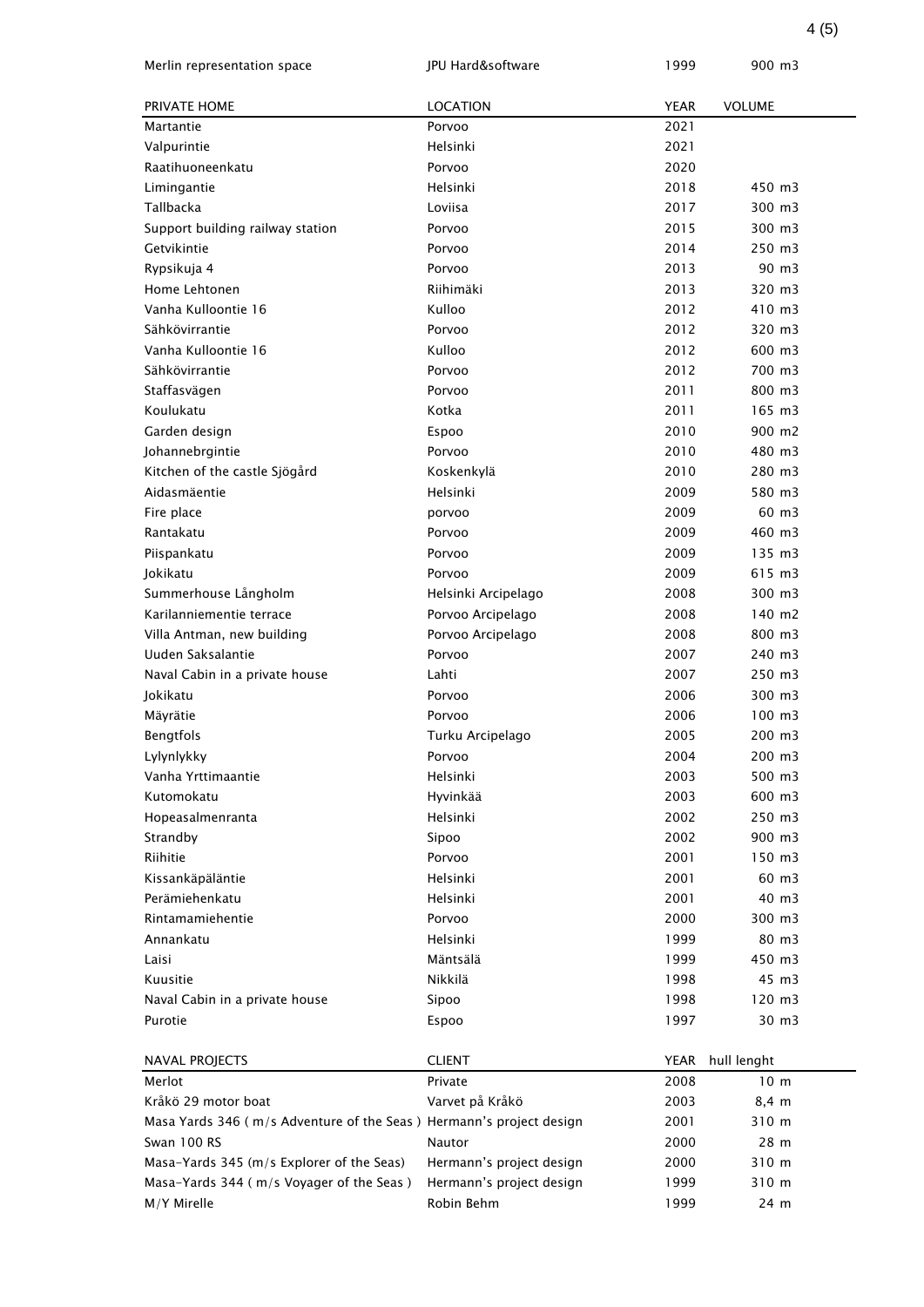| Merlin representation space | JPU Hard&software | 1999 | 900 m3 |
|---|---|---|---|

| PRIVATE HOME | LOCATION | YEAR | VOLUME |
|---|---|---|---|
| Martantie | Porvoo | 2021 | |
| Valpurintie | Helsinki | 2021 | |
| Raatihuoneenkatu | Porvoo | 2020 | |
| Limingantie | Helsinki | 2018 | 450 m3 |
| Tallbacka | Loviisa | 2017 | 300 m3 |
| Support building railway station | Porvoo | 2015 | 300 m3 |
| Getvikintie | Porvoo | 2014 | 250 m3 |
| Rypsikuja 4 | Porvoo | 2013 | 90 m3 |
| Home Lehtonen | Riihimäki | 2013 | 320 m3 |
| Vanha Kulloontie 16 | Kulloo | 2012 | 410 m3 |
| Sähkövirrantie | Porvoo | 2012 | 320 m3 |
| Vanha Kulloontie 16 | Kulloo | 2012 | 600 m3 |
| Sähkövirrantie | Porvoo | 2012 | 700 m3 |
| Staffasvägen | Porvoo | 2011 | 800 m3 |
| Koulukatu | Kotka | 2011 | 165 m3 |
| Garden design | Espoo | 2010 | 900 m2 |
| Johannebrgintie | Porvoo | 2010 | 480 m3 |
| Kitchen of the castle Sjögård | Koskenkylä | 2010 | 280 m3 |
| Aidasmäentie | Helsinki | 2009 | 580 m3 |
| Fire place | porvoo | 2009 | 60 m3 |
| Rantakatu | Porvoo | 2009 | 460 m3 |
| Piispankatu | Porvoo | 2009 | 135 m3 |
| Jokikatu | Porvoo | 2009 | 615 m3 |
| Summerhouse Långholm | Helsinki Arcipelago | 2008 | 300 m3 |
| Karilanniementie terrace | Porvoo Arcipelago | 2008 | 140 m2 |
| Villa Antman, new building | Porvoo Arcipelago | 2008 | 800 m3 |
| Uuden Saksalantie | Porvoo | 2007 | 240 m3 |
| Naval Cabin in a private house | Lahti | 2007 | 250 m3 |
| Jokikatu | Porvoo | 2006 | 300 m3 |
| Mäyrätie | Porvoo | 2006 | 100 m3 |
| Bengtfols | Turku Arcipelago | 2005 | 200 m3 |
| Lylynlykky | Porvoo | 2004 | 200 m3 |
| Vanha Yrttimaantie | Helsinki | 2003 | 500 m3 |
| Kutomokatu | Hyvinkää | 2003 | 600 m3 |
| Hopeasalmenranta | Helsinki | 2002 | 250 m3 |
| Strandby | Sipoo | 2002 | 900 m3 |
| Riihitie | Porvoo | 2001 | 150 m3 |
| Kissankäpäläntie | Helsinki | 2001 | 60 m3 |
| Perämiehenkatu | Helsinki | 2001 | 40 m3 |
| Rintamamiehentie | Porvoo | 2000 | 300 m3 |
| Annankatu | Helsinki | 1999 | 80 m3 |
| Laisi | Mäntsälä | 1999 | 450 m3 |
| Kuusitie | Nikkilä | 1998 | 45 m3 |
| Naval Cabin in a private house | Sipoo | 1998 | 120 m3 |
| Purotie | Espoo | 1997 | 30 m3 |

| NAVAL PROJECTS | CLIENT | YEAR | hull lenght |
|---|---|---|---|
| Merlot | Private | 2008 | 10 m |
| Kråkö 29 motor boat | Varvet på Kråkö | 2003 | 8,4 m |
| Masa Yards 346 ( m/s Adventure of the Seas ) | Hermann's project design | 2001 | 310 m |
| Swan 100 RS | Nautor | 2000 | 28 m |
| Masa-Yards 345 (m/s Explorer of the Seas) | Hermann's project design | 2000 | 310 m |
| Masa-Yards 344 ( m/s Voyager of the Seas ) | Hermann's project design | 1999 | 310 m |
| M/Y Mirelle | Robin Behm | 1999 | 24 m |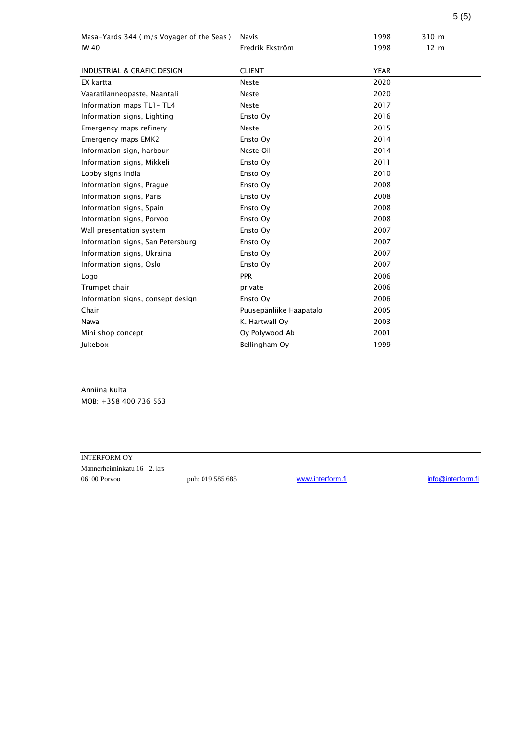| | | | |
|---|---|---|---|
| Masa-Yards 344 ( m/s Voyager of the Seas ) | Navis | 1998 | 310 m |
| IW 40 | Fredrik Ekström | 1998 | 12 m |

| INDUSTRIAL & GRAFIC DESIGN | CLIENT | YEAR |
|---|---|---|
| EX kartta | Neste | 2020 |
| Vaaratilanneopaste, Naantali | Neste | 2020 |
| Information maps TL1- TL4 | Neste | 2017 |
| Information signs, Lighting | Ensto Oy | 2016 |
| Emergency maps refinery | Neste | 2015 |
| Emergency maps EMK2 | Ensto Oy | 2014 |
| Information sign, harbour | Neste Oil | 2014 |
| Information signs, Mikkeli | Ensto Oy | 2011 |
| Lobby signs India | Ensto Oy | 2010 |
| Information signs, Prague | Ensto Oy | 2008 |
| Information signs, Paris | Ensto Oy | 2008 |
| Information signs, Spain | Ensto Oy | 2008 |
| Information signs, Porvoo | Ensto Oy | 2008 |
| Wall presentation system | Ensto Oy | 2007 |
| Information signs, San Petersburg | Ensto Oy | 2007 |
| Information signs, Ukraina | Ensto Oy | 2007 |
| Information signs, Oslo | Ensto Oy | 2007 |
| Logo | PPR | 2006 |
| Trumpet chair | private | 2006 |
| Information signs, consept design | Ensto Oy | 2006 |
| Chair | Puusepänliike Haapatalo | 2005 |
| Nawa | K. Hartwall Oy | 2003 |
| Mini shop concept | Oy Polywood Ab | 2001 |
| Jukebox | Bellingham Oy | 1999 |

Anniina Kulta
MOB: +358 400 736 563

INTERFORM OY
Mannerheiminkatu 16 2. krs
06100 Porvoo puh: 019 585 685 www.interform.fi info@interform.fi